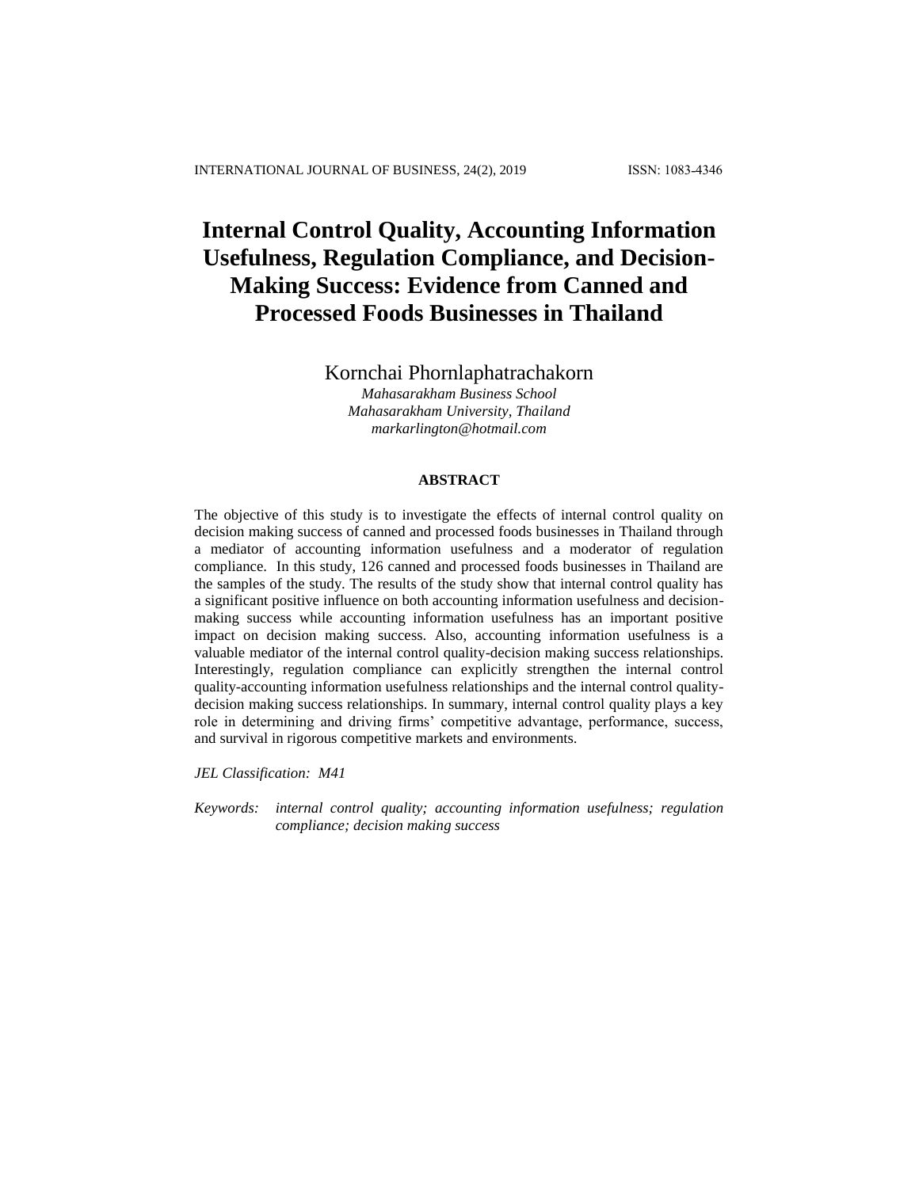# Internal Control Quality, Accounting Information Usefulness, Regulation Compliance, and Decision-Making Success: Evidence from Canned and Processed Foods Businesses in Thailand

Kornchai Phornlaphatrachakorn

*Mahasarakham Business School*
*Mahasarakham University, Thailand*
*markarlington@hotmail.com*

## ABSTRACT

The objective of this study is to investigate the effects of internal control quality on decision making success of canned and processed foods businesses in Thailand through a mediator of accounting information usefulness and a moderator of regulation compliance. In this study, 126 canned and processed foods businesses in Thailand are the samples of the study. The results of the study show that internal control quality has a significant positive influence on both accounting information usefulness and decision-making success while accounting information usefulness has an important positive impact on decision making success. Also, accounting information usefulness is a valuable mediator of the internal control quality-decision making success relationships. Interestingly, regulation compliance can explicitly strengthen the internal control quality-accounting information usefulness relationships and the internal control quality-decision making success relationships. In summary, internal control quality plays a key role in determining and driving firms' competitive advantage, performance, success, and survival in rigorous competitive markets and environments.

*JEL Classification: M41*

*Keywords: internal control quality; accounting information usefulness; regulation compliance; decision making success*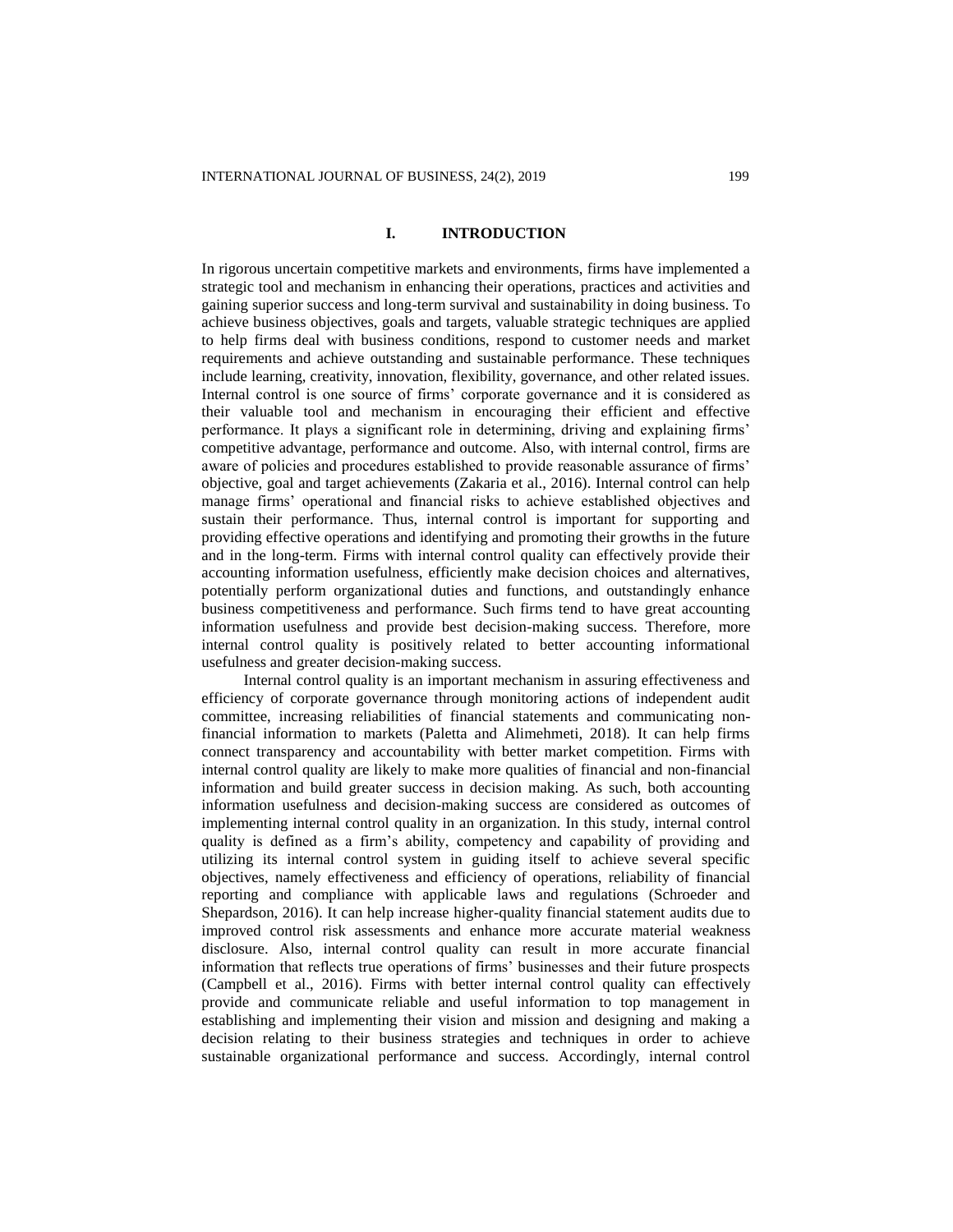# I. INTRODUCTION

In rigorous uncertain competitive markets and environments, firms have implemented a strategic tool and mechanism in enhancing their operations, practices and activities and gaining superior success and long-term survival and sustainability in doing business. To achieve business objectives, goals and targets, valuable strategic techniques are applied to help firms deal with business conditions, respond to customer needs and market requirements and achieve outstanding and sustainable performance. These techniques include learning, creativity, innovation, flexibility, governance, and other related issues. Internal control is one source of firms' corporate governance and it is considered as their valuable tool and mechanism in encouraging their efficient and effective performance. It plays a significant role in determining, driving and explaining firms' competitive advantage, performance and outcome. Also, with internal control, firms are aware of policies and procedures established to provide reasonable assurance of firms' objective, goal and target achievements (Zakaria et al., 2016). Internal control can help manage firms' operational and financial risks to achieve established objectives and sustain their performance. Thus, internal control is important for supporting and providing effective operations and identifying and promoting their growths in the future and in the long-term. Firms with internal control quality can effectively provide their accounting information usefulness, efficiently make decision choices and alternatives, potentially perform organizational duties and functions, and outstandingly enhance business competitiveness and performance. Such firms tend to have great accounting information usefulness and provide best decision-making success. Therefore, more internal control quality is positively related to better accounting informational usefulness and greater decision-making success.

Internal control quality is an important mechanism in assuring effectiveness and efficiency of corporate governance through monitoring actions of independent audit committee, increasing reliabilities of financial statements and communicating non-financial information to markets (Paletta and Alimehmeti, 2018). It can help firms connect transparency and accountability with better market competition. Firms with internal control quality are likely to make more qualities of financial and non-financial information and build greater success in decision making. As such, both accounting information usefulness and decision-making success are considered as outcomes of implementing internal control quality in an organization. In this study, internal control quality is defined as a firm's ability, competency and capability of providing and utilizing its internal control system in guiding itself to achieve several specific objectives, namely effectiveness and efficiency of operations, reliability of financial reporting and compliance with applicable laws and regulations (Schroeder and Shepardson, 2016). It can help increase higher-quality financial statement audits due to improved control risk assessments and enhance more accurate material weakness disclosure. Also, internal control quality can result in more accurate financial information that reflects true operations of firms' businesses and their future prospects (Campbell et al., 2016). Firms with better internal control quality can effectively provide and communicate reliable and useful information to top management in establishing and implementing their vision and mission and designing and making a decision relating to their business strategies and techniques in order to achieve sustainable organizational performance and success. Accordingly, internal control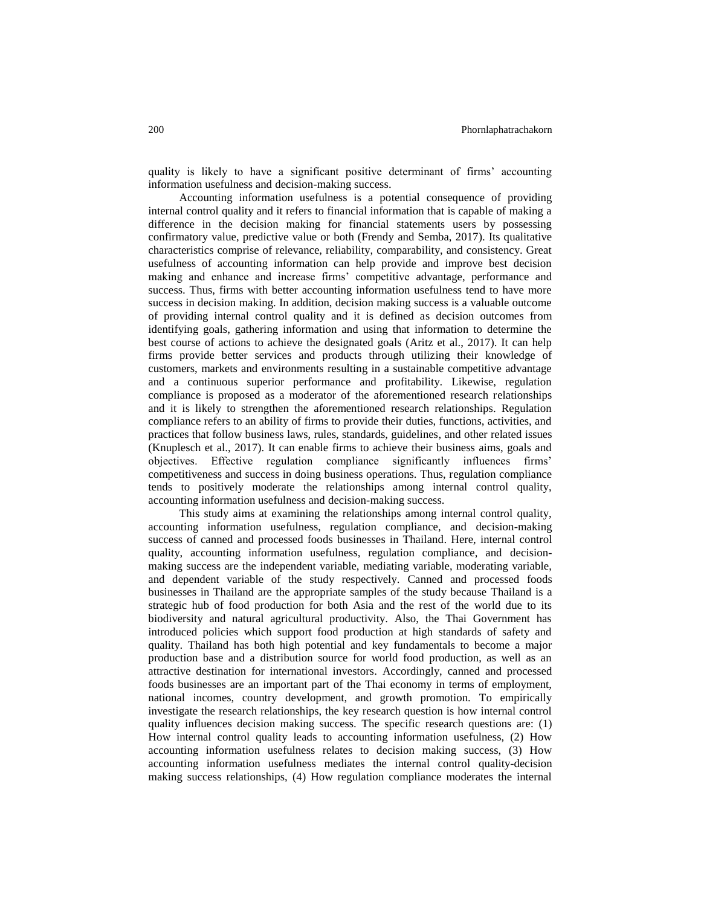quality is likely to have a significant positive determinant of firms' accounting information usefulness and decision-making success.

Accounting information usefulness is a potential consequence of providing internal control quality and it refers to financial information that is capable of making a difference in the decision making for financial statements users by possessing confirmatory value, predictive value or both (Frendy and Semba, 2017). Its qualitative characteristics comprise of relevance, reliability, comparability, and consistency. Great usefulness of accounting information can help provide and improve best decision making and enhance and increase firms' competitive advantage, performance and success. Thus, firms with better accounting information usefulness tend to have more success in decision making. In addition, decision making success is a valuable outcome of providing internal control quality and it is defined as decision outcomes from identifying goals, gathering information and using that information to determine the best course of actions to achieve the designated goals (Aritz et al., 2017). It can help firms provide better services and products through utilizing their knowledge of customers, markets and environments resulting in a sustainable competitive advantage and a continuous superior performance and profitability. Likewise, regulation compliance is proposed as a moderator of the aforementioned research relationships and it is likely to strengthen the aforementioned research relationships. Regulation compliance refers to an ability of firms to provide their duties, functions, activities, and practices that follow business laws, rules, standards, guidelines, and other related issues (Knuplesch et al., 2017). It can enable firms to achieve their business aims, goals and objectives. Effective regulation compliance significantly influences firms' competitiveness and success in doing business operations. Thus, regulation compliance tends to positively moderate the relationships among internal control quality, accounting information usefulness and decision-making success.

This study aims at examining the relationships among internal control quality, accounting information usefulness, regulation compliance, and decision-making success of canned and processed foods businesses in Thailand. Here, internal control quality, accounting information usefulness, regulation compliance, and decision-making success are the independent variable, mediating variable, moderating variable, and dependent variable of the study respectively. Canned and processed foods businesses in Thailand are the appropriate samples of the study because Thailand is a strategic hub of food production for both Asia and the rest of the world due to its biodiversity and natural agricultural productivity. Also, the Thai Government has introduced policies which support food production at high standards of safety and quality. Thailand has both high potential and key fundamentals to become a major production base and a distribution source for world food production, as well as an attractive destination for international investors. Accordingly, canned and processed foods businesses are an important part of the Thai economy in terms of employment, national incomes, country development, and growth promotion. To empirically investigate the research relationships, the key research question is how internal control quality influences decision making success. The specific research questions are: (1) How internal control quality leads to accounting information usefulness, (2) How accounting information usefulness relates to decision making success, (3) How accounting information usefulness mediates the internal control quality-decision making success relationships, (4) How regulation compliance moderates the internal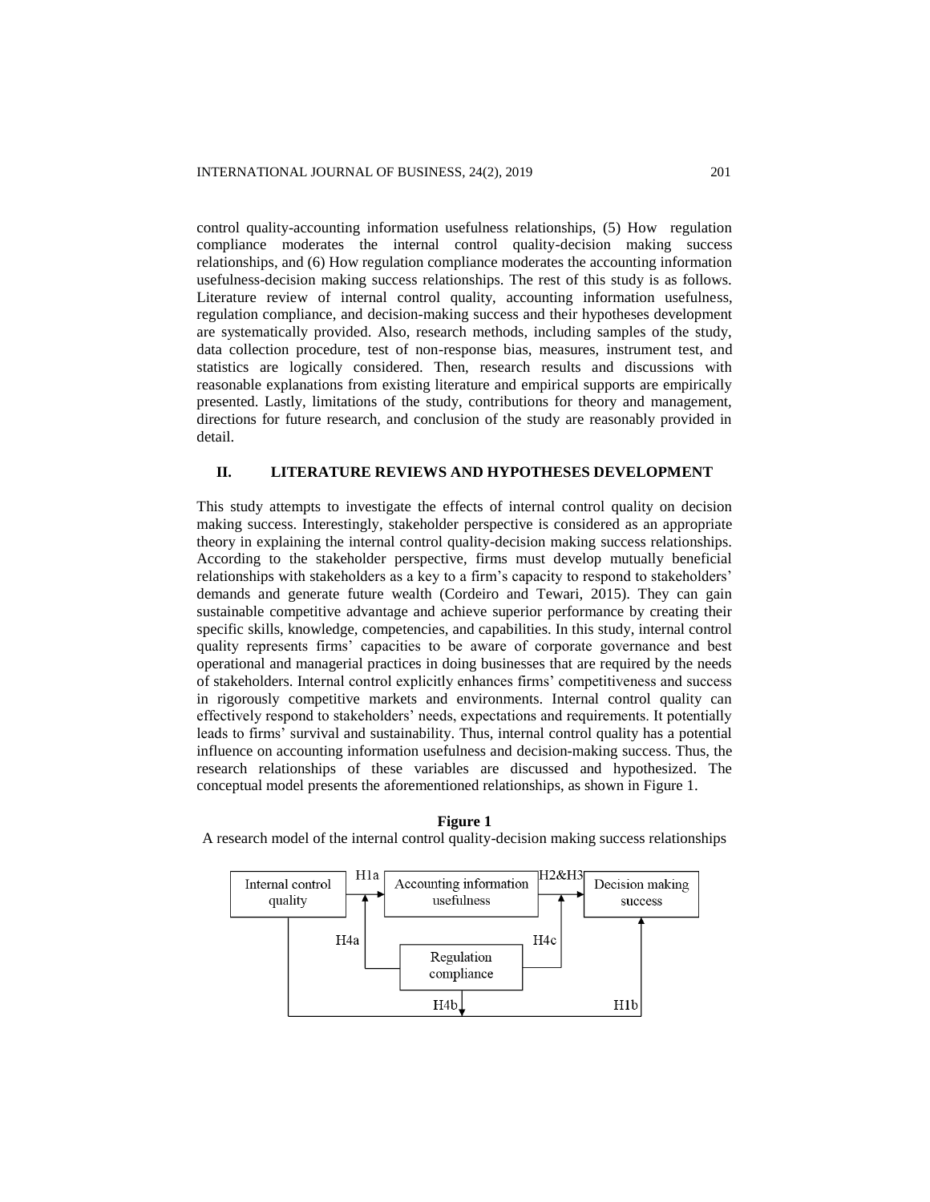control quality-accounting information usefulness relationships, (5) How regulation compliance moderates the internal control quality-decision making success relationships, and (6) How regulation compliance moderates the accounting information usefulness-decision making success relationships. The rest of this study is as follows. Literature review of internal control quality, accounting information usefulness, regulation compliance, and decision-making success and their hypotheses development are systematically provided. Also, research methods, including samples of the study, data collection procedure, test of non-response bias, measures, instrument test, and statistics are logically considered. Then, research results and discussions with reasonable explanations from existing literature and empirical supports are empirically presented. Lastly, limitations of the study, contributions for theory and management, directions for future research, and conclusion of the study are reasonably provided in detail.

## II. LITERATURE REVIEWS AND HYPOTHESES DEVELOPMENT

This study attempts to investigate the effects of internal control quality on decision making success. Interestingly, stakeholder perspective is considered as an appropriate theory in explaining the internal control quality-decision making success relationships. According to the stakeholder perspective, firms must develop mutually beneficial relationships with stakeholders as a key to a firm's capacity to respond to stakeholders' demands and generate future wealth (Cordeiro and Tewari, 2015). They can gain sustainable competitive advantage and achieve superior performance by creating their specific skills, knowledge, competencies, and capabilities. In this study, internal control quality represents firms' capacities to be aware of corporate governance and best operational and managerial practices in doing businesses that are required by the needs of stakeholders. Internal control explicitly enhances firms' competitiveness and success in rigorously competitive markets and environments. Internal control quality can effectively respond to stakeholders' needs, expectations and requirements. It potentially leads to firms' survival and sustainability. Thus, internal control quality has a potential influence on accounting information usefulness and decision-making success. Thus, the research relationships of these variables are discussed and hypothesized. The conceptual model presents the aforementioned relationships, as shown in Figure 1.

**Figure 1**

A research model of the internal control quality-decision making success relationships

Internal control quality — H1a → Accounting information usefulness — H2&H3 → Decision making success

Internal control quality — H1b → Decision making success

Regulation compliance — H4a → (Internal control quality → Accounting information usefulness)

Regulation compliance — H4b → (Internal control quality → Decision making success)

Regulation compliance — H4c → (Accounting information usefulness → Decision making success)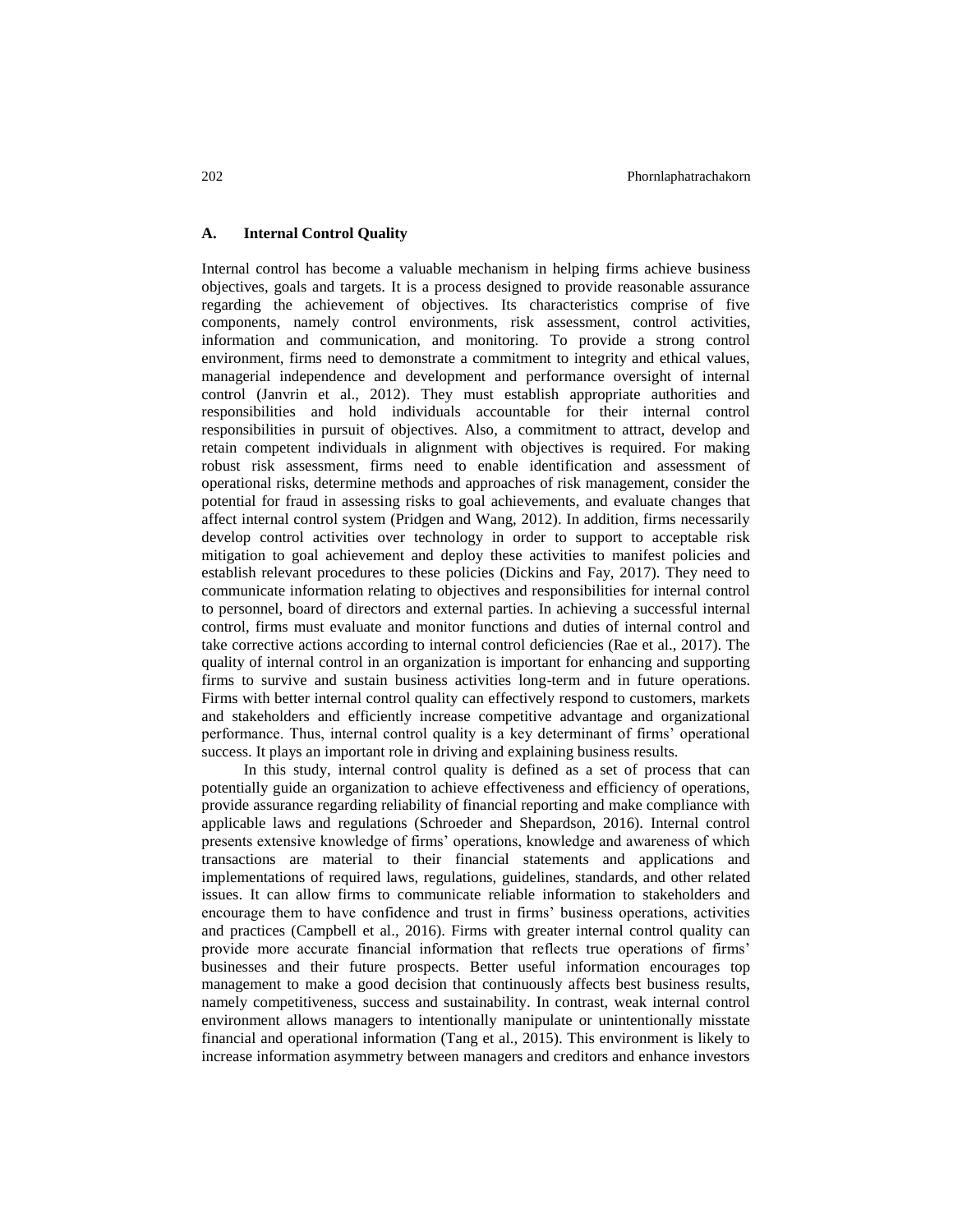### A. Internal Control Quality

Internal control has become a valuable mechanism in helping firms achieve business objectives, goals and targets. It is a process designed to provide reasonable assurance regarding the achievement of objectives. Its characteristics comprise of five components, namely control environments, risk assessment, control activities, information and communication, and monitoring. To provide a strong control environment, firms need to demonstrate a commitment to integrity and ethical values, managerial independence and development and performance oversight of internal control (Janvrin et al., 2012). They must establish appropriate authorities and responsibilities and hold individuals accountable for their internal control responsibilities in pursuit of objectives. Also, a commitment to attract, develop and retain competent individuals in alignment with objectives is required. For making robust risk assessment, firms need to enable identification and assessment of operational risks, determine methods and approaches of risk management, consider the potential for fraud in assessing risks to goal achievements, and evaluate changes that affect internal control system (Pridgen and Wang, 2012). In addition, firms necessarily develop control activities over technology in order to support to acceptable risk mitigation to goal achievement and deploy these activities to manifest policies and establish relevant procedures to these policies (Dickins and Fay, 2017). They need to communicate information relating to objectives and responsibilities for internal control to personnel, board of directors and external parties. In achieving a successful internal control, firms must evaluate and monitor functions and duties of internal control and take corrective actions according to internal control deficiencies (Rae et al., 2017). The quality of internal control in an organization is important for enhancing and supporting firms to survive and sustain business activities long-term and in future operations. Firms with better internal control quality can effectively respond to customers, markets and stakeholders and efficiently increase competitive advantage and organizational performance. Thus, internal control quality is a key determinant of firms' operational success. It plays an important role in driving and explaining business results.

In this study, internal control quality is defined as a set of process that can potentially guide an organization to achieve effectiveness and efficiency of operations, provide assurance regarding reliability of financial reporting and make compliance with applicable laws and regulations (Schroeder and Shepardson, 2016). Internal control presents extensive knowledge of firms' operations, knowledge and awareness of which transactions are material to their financial statements and applications and implementations of required laws, regulations, guidelines, standards, and other related issues. It can allow firms to communicate reliable information to stakeholders and encourage them to have confidence and trust in firms' business operations, activities and practices (Campbell et al., 2016). Firms with greater internal control quality can provide more accurate financial information that reflects true operations of firms' businesses and their future prospects. Better useful information encourages top management to make a good decision that continuously affects best business results, namely competitiveness, success and sustainability. In contrast, weak internal control environment allows managers to intentionally manipulate or unintentionally misstate financial and operational information (Tang et al., 2015). This environment is likely to increase information asymmetry between managers and creditors and enhance investors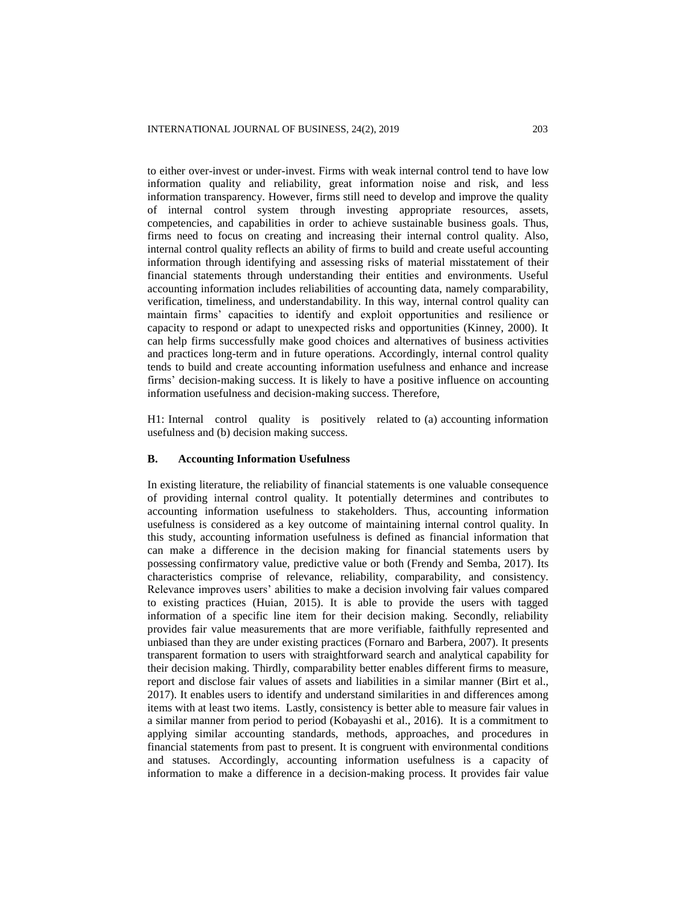to either over-invest or under-invest. Firms with weak internal control tend to have low information quality and reliability, great information noise and risk, and less information transparency. However, firms still need to develop and improve the quality of internal control system through investing appropriate resources, assets, competencies, and capabilities in order to achieve sustainable business goals. Thus, firms need to focus on creating and increasing their internal control quality. Also, internal control quality reflects an ability of firms to build and create useful accounting information through identifying and assessing risks of material misstatement of their financial statements through understanding their entities and environments. Useful accounting information includes reliabilities of accounting data, namely comparability, verification, timeliness, and understandability. In this way, internal control quality can maintain firms' capacities to identify and exploit opportunities and resilience or capacity to respond or adapt to unexpected risks and opportunities (Kinney, 2000). It can help firms successfully make good choices and alternatives of business activities and practices long-term and in future operations. Accordingly, internal control quality tends to build and create accounting information usefulness and enhance and increase firms' decision-making success. It is likely to have a positive influence on accounting information usefulness and decision-making success. Therefore,

H1: Internal control quality is positively related to (a) accounting information usefulness and (b) decision making success.

### B. Accounting Information Usefulness

In existing literature, the reliability of financial statements is one valuable consequence of providing internal control quality. It potentially determines and contributes to accounting information usefulness to stakeholders. Thus, accounting information usefulness is considered as a key outcome of maintaining internal control quality. In this study, accounting information usefulness is defined as financial information that can make a difference in the decision making for financial statements users by possessing confirmatory value, predictive value or both (Frendy and Semba, 2017). Its characteristics comprise of relevance, reliability, comparability, and consistency. Relevance improves users' abilities to make a decision involving fair values compared to existing practices (Huian, 2015). It is able to provide the users with tagged information of a specific line item for their decision making. Secondly, reliability provides fair value measurements that are more verifiable, faithfully represented and unbiased than they are under existing practices (Fornaro and Barbera, 2007). It presents transparent formation to users with straightforward search and analytical capability for their decision making. Thirdly, comparability better enables different firms to measure, report and disclose fair values of assets and liabilities in a similar manner (Birt et al., 2017). It enables users to identify and understand similarities in and differences among items with at least two items. Lastly, consistency is better able to measure fair values in a similar manner from period to period (Kobayashi et al., 2016). It is a commitment to applying similar accounting standards, methods, approaches, and procedures in financial statements from past to present. It is congruent with environmental conditions and statuses. Accordingly, accounting information usefulness is a capacity of information to make a difference in a decision-making process. It provides fair value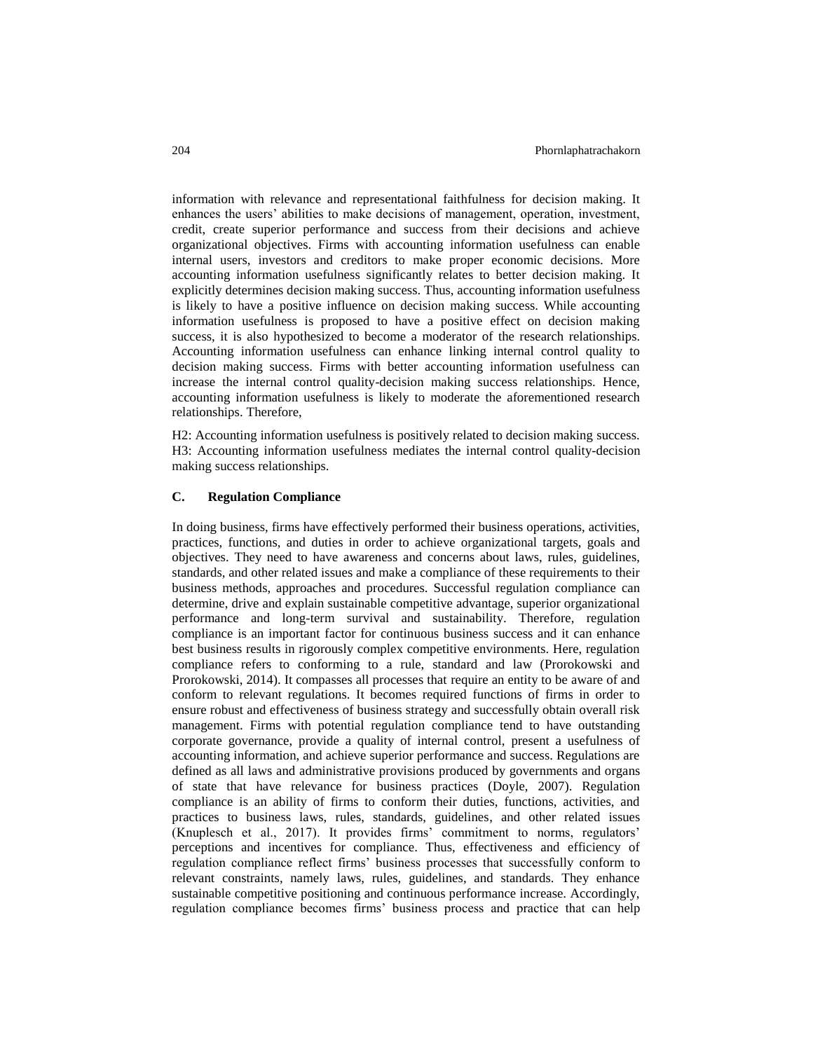information with relevance and representational faithfulness for decision making. It enhances the users' abilities to make decisions of management, operation, investment, credit, create superior performance and success from their decisions and achieve organizational objectives. Firms with accounting information usefulness can enable internal users, investors and creditors to make proper economic decisions. More accounting information usefulness significantly relates to better decision making. It explicitly determines decision making success. Thus, accounting information usefulness is likely to have a positive influence on decision making success. While accounting information usefulness is proposed to have a positive effect on decision making success, it is also hypothesized to become a moderator of the research relationships. Accounting information usefulness can enhance linking internal control quality to decision making success. Firms with better accounting information usefulness can increase the internal control quality-decision making success relationships. Hence, accounting information usefulness is likely to moderate the aforementioned research relationships. Therefore,

H2: Accounting information usefulness is positively related to decision making success.
H3: Accounting information usefulness mediates the internal control quality-decision making success relationships.

### C. Regulation Compliance

In doing business, firms have effectively performed their business operations, activities, practices, functions, and duties in order to achieve organizational targets, goals and objectives. They need to have awareness and concerns about laws, rules, guidelines, standards, and other related issues and make a compliance of these requirements to their business methods, approaches and procedures. Successful regulation compliance can determine, drive and explain sustainable competitive advantage, superior organizational performance and long-term survival and sustainability. Therefore, regulation compliance is an important factor for continuous business success and it can enhance best business results in rigorously complex competitive environments. Here, regulation compliance refers to conforming to a rule, standard and law (Prorokowski and Prorokowski, 2014). It compasses all processes that require an entity to be aware of and conform to relevant regulations. It becomes required functions of firms in order to ensure robust and effectiveness of business strategy and successfully obtain overall risk management. Firms with potential regulation compliance tend to have outstanding corporate governance, provide a quality of internal control, present a usefulness of accounting information, and achieve superior performance and success. Regulations are defined as all laws and administrative provisions produced by governments and organs of state that have relevance for business practices (Doyle, 2007). Regulation compliance is an ability of firms to conform their duties, functions, activities, and practices to business laws, rules, standards, guidelines, and other related issues (Knuplesch et al., 2017). It provides firms' commitment to norms, regulators' perceptions and incentives for compliance. Thus, effectiveness and efficiency of regulation compliance reflect firms' business processes that successfully conform to relevant constraints, namely laws, rules, guidelines, and standards. They enhance sustainable competitive positioning and continuous performance increase. Accordingly, regulation compliance becomes firms' business process and practice that can help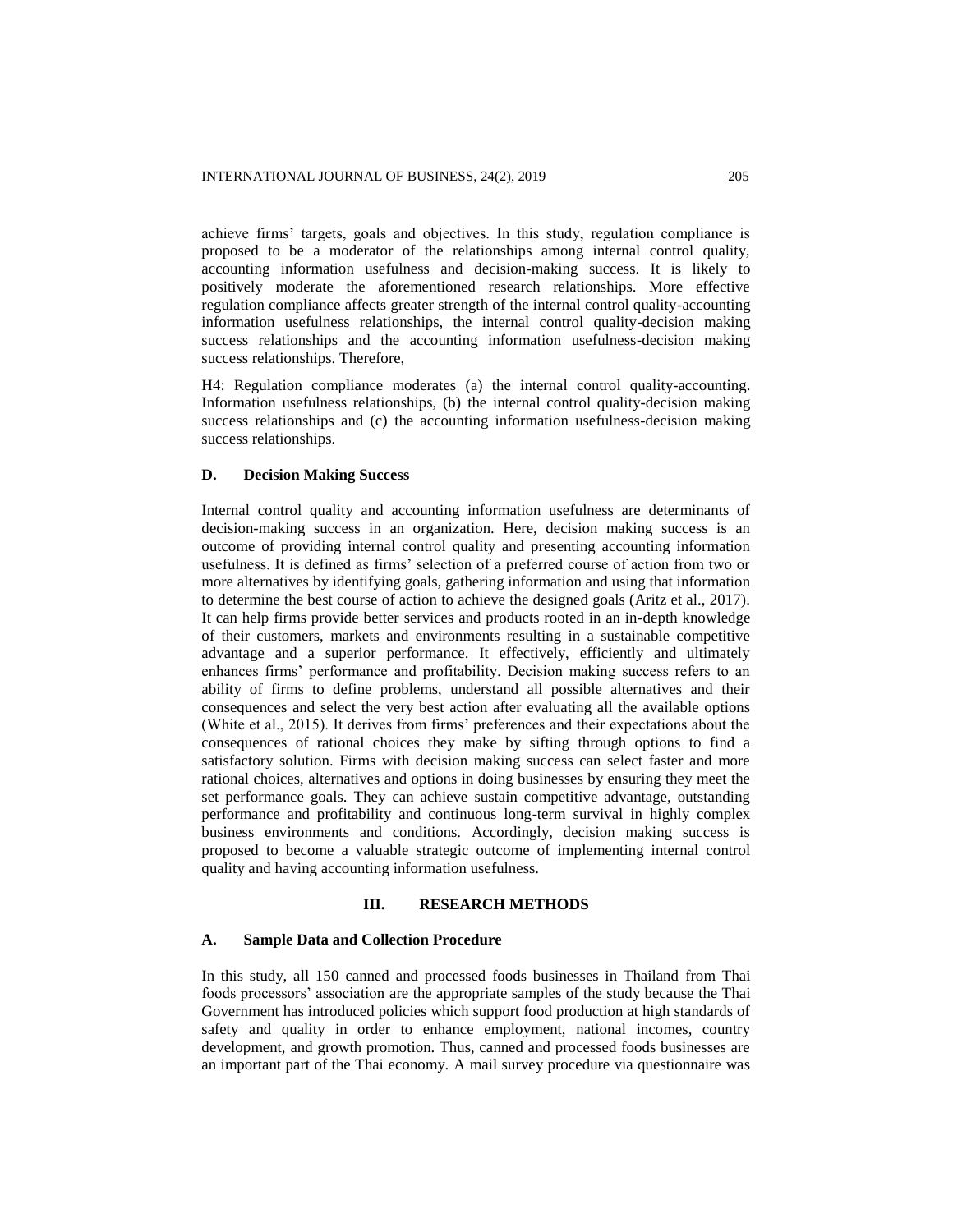achieve firms' targets, goals and objectives. In this study, regulation compliance is proposed to be a moderator of the relationships among internal control quality, accounting information usefulness and decision-making success. It is likely to positively moderate the aforementioned research relationships. More effective regulation compliance affects greater strength of the internal control quality-accounting information usefulness relationships, the internal control quality-decision making success relationships and the accounting information usefulness-decision making success relationships. Therefore,

H4: Regulation compliance moderates (a) the internal control quality-accounting. Information usefulness relationships, (b) the internal control quality-decision making success relationships and (c) the accounting information usefulness-decision making success relationships.

### D. Decision Making Success

Internal control quality and accounting information usefulness are determinants of decision-making success in an organization. Here, decision making success is an outcome of providing internal control quality and presenting accounting information usefulness. It is defined as firms' selection of a preferred course of action from two or more alternatives by identifying goals, gathering information and using that information to determine the best course of action to achieve the designed goals (Aritz et al., 2017). It can help firms provide better services and products rooted in an in-depth knowledge of their customers, markets and environments resulting in a sustainable competitive advantage and a superior performance. It effectively, efficiently and ultimately enhances firms' performance and profitability. Decision making success refers to an ability of firms to define problems, understand all possible alternatives and their consequences and select the very best action after evaluating all the available options (White et al., 2015). It derives from firms' preferences and their expectations about the consequences of rational choices they make by sifting through options to find a satisfactory solution. Firms with decision making success can select faster and more rational choices, alternatives and options in doing businesses by ensuring they meet the set performance goals. They can achieve sustain competitive advantage, outstanding performance and profitability and continuous long-term survival in highly complex business environments and conditions. Accordingly, decision making success is proposed to become a valuable strategic outcome of implementing internal control quality and having accounting information usefulness.

## III. RESEARCH METHODS

### A. Sample Data and Collection Procedure

In this study, all 150 canned and processed foods businesses in Thailand from Thai foods processors' association are the appropriate samples of the study because the Thai Government has introduced policies which support food production at high standards of safety and quality in order to enhance employment, national incomes, country development, and growth promotion. Thus, canned and processed foods businesses are an important part of the Thai economy. A mail survey procedure via questionnaire was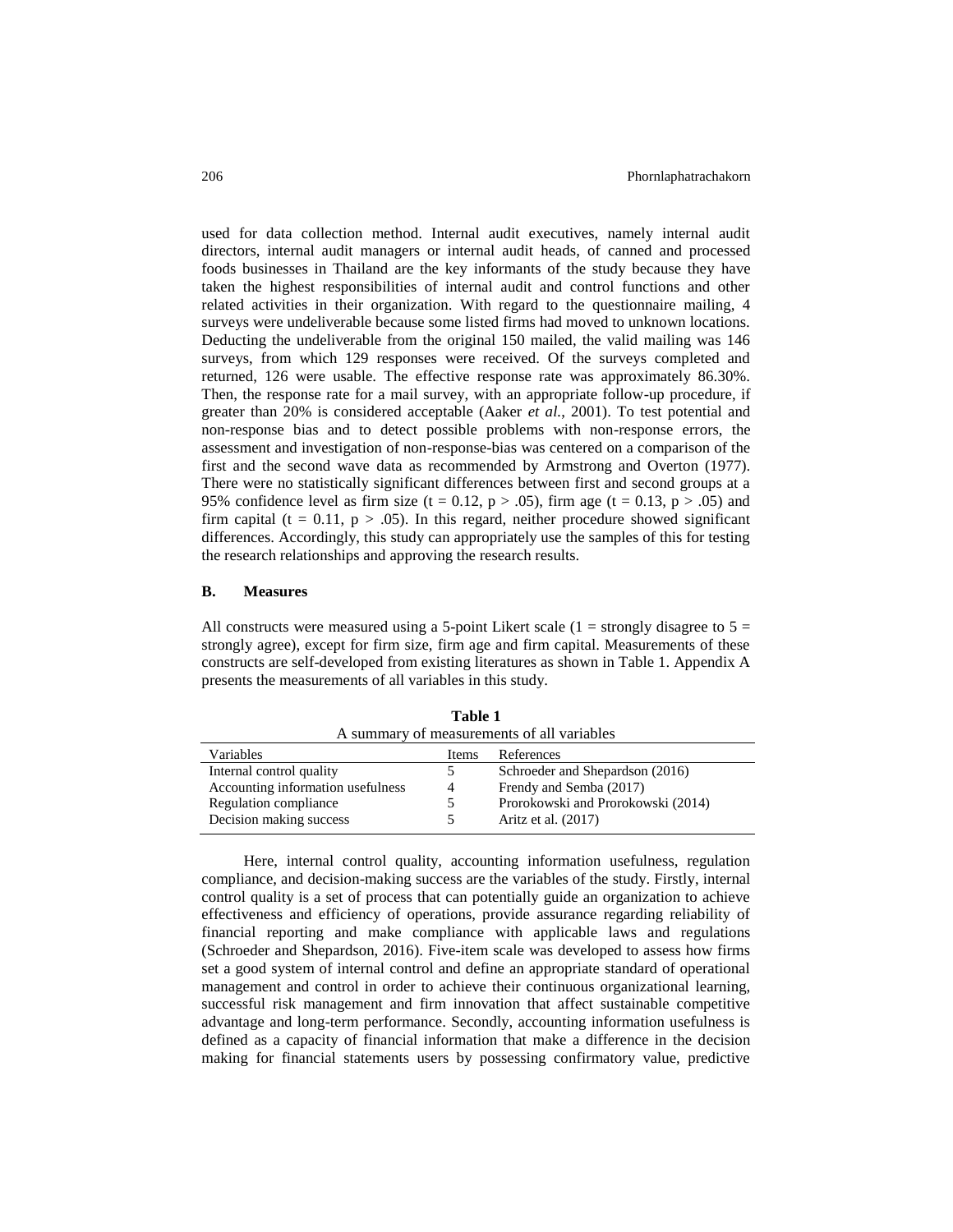used for data collection method. Internal audit executives, namely internal audit directors, internal audit managers or internal audit heads, of canned and processed foods businesses in Thailand are the key informants of the study because they have taken the highest responsibilities of internal audit and control functions and other related activities in their organization. With regard to the questionnaire mailing, 4 surveys were undeliverable because some listed firms had moved to unknown locations. Deducting the undeliverable from the original 150 mailed, the valid mailing was 146 surveys, from which 129 responses were received. Of the surveys completed and returned, 126 were usable. The effective response rate was approximately 86.30%. Then, the response rate for a mail survey, with an appropriate follow-up procedure, if greater than 20% is considered acceptable (Aaker *et al.*, 2001). To test potential and non-response bias and to detect possible problems with non-response errors, the assessment and investigation of non-response-bias was centered on a comparison of the first and the second wave data as recommended by Armstrong and Overton (1977). There were no statistically significant differences between first and second groups at a 95% confidence level as firm size ($t = 0.12$, $p > .05$), firm age ($t = 0.13$, $p > .05$) and firm capital ($t = 0.11$, $p > .05$). In this regard, neither procedure showed significant differences. Accordingly, this study can appropriately use the samples of this for testing the research relationships and approving the research results.

### B. Measures

All constructs were measured using a 5-point Likert scale (1 = strongly disagree to 5 = strongly agree), except for firm size, firm age and firm capital. Measurements of these constructs are self-developed from existing literatures as shown in Table 1. Appendix A presents the measurements of all variables in this study.

**Table 1**
A summary of measurements of all variables

| Variables | Items | References |
|---|---|---|
| Internal control quality | 5 | Schroeder and Shepardson (2016) |
| Accounting information usefulness | 4 | Frendy and Semba (2017) |
| Regulation compliance | 5 | Prorokowski and Prorokowski (2014) |
| Decision making success | 5 | Aritz et al. (2017) |

Here, internal control quality, accounting information usefulness, regulation compliance, and decision-making success are the variables of the study. Firstly, internal control quality is a set of process that can potentially guide an organization to achieve effectiveness and efficiency of operations, provide assurance regarding reliability of financial reporting and make compliance with applicable laws and regulations (Schroeder and Shepardson, 2016). Five-item scale was developed to assess how firms set a good system of internal control and define an appropriate standard of operational management and control in order to achieve their continuous organizational learning, successful risk management and firm innovation that affect sustainable competitive advantage and long-term performance. Secondly, accounting information usefulness is defined as a capacity of financial information that make a difference in the decision making for financial statements users by possessing confirmatory value, predictive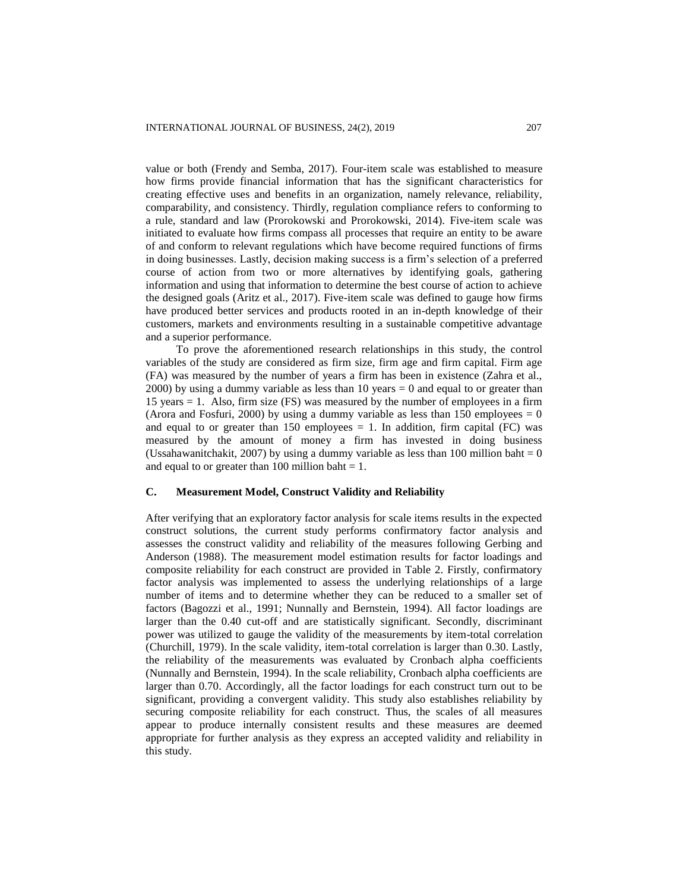value or both (Frendy and Semba, 2017). Four-item scale was established to measure how firms provide financial information that has the significant characteristics for creating effective uses and benefits in an organization, namely relevance, reliability, comparability, and consistency. Thirdly, regulation compliance refers to conforming to a rule, standard and law (Prorokowski and Prorokowski, 2014). Five-item scale was initiated to evaluate how firms compass all processes that require an entity to be aware of and conform to relevant regulations which have become required functions of firms in doing businesses. Lastly, decision making success is a firm's selection of a preferred course of action from two or more alternatives by identifying goals, gathering information and using that information to determine the best course of action to achieve the designed goals (Aritz et al., 2017). Five-item scale was defined to gauge how firms have produced better services and products rooted in an in-depth knowledge of their customers, markets and environments resulting in a sustainable competitive advantage and a superior performance.

To prove the aforementioned research relationships in this study, the control variables of the study are considered as firm size, firm age and firm capital. Firm age (FA) was measured by the number of years a firm has been in existence (Zahra et al., 2000) by using a dummy variable as less than 10 years = 0 and equal to or greater than 15 years = 1. Also, firm size (FS) was measured by the number of employees in a firm (Arora and Fosfuri, 2000) by using a dummy variable as less than 150 employees = 0 and equal to or greater than 150 employees = 1. In addition, firm capital (FC) was measured by the amount of money a firm has invested in doing business (Ussahawanitchakit, 2007) by using a dummy variable as less than 100 million baht = 0 and equal to or greater than 100 million baht = 1.

### C. Measurement Model, Construct Validity and Reliability

After verifying that an exploratory factor analysis for scale items results in the expected construct solutions, the current study performs confirmatory factor analysis and assesses the construct validity and reliability of the measures following Gerbing and Anderson (1988). The measurement model estimation results for factor loadings and composite reliability for each construct are provided in Table 2. Firstly, confirmatory factor analysis was implemented to assess the underlying relationships of a large number of items and to determine whether they can be reduced to a smaller set of factors (Bagozzi et al., 1991; Nunnally and Bernstein, 1994). All factor loadings are larger than the 0.40 cut-off and are statistically significant. Secondly, discriminant power was utilized to gauge the validity of the measurements by item-total correlation (Churchill, 1979). In the scale validity, item-total correlation is larger than 0.30. Lastly, the reliability of the measurements was evaluated by Cronbach alpha coefficients (Nunnally and Bernstein, 1994). In the scale reliability, Cronbach alpha coefficients are larger than 0.70. Accordingly, all the factor loadings for each construct turn out to be significant, providing a convergent validity. This study also establishes reliability by securing composite reliability for each construct. Thus, the scales of all measures appear to produce internally consistent results and these measures are deemed appropriate for further analysis as they express an accepted validity and reliability in this study.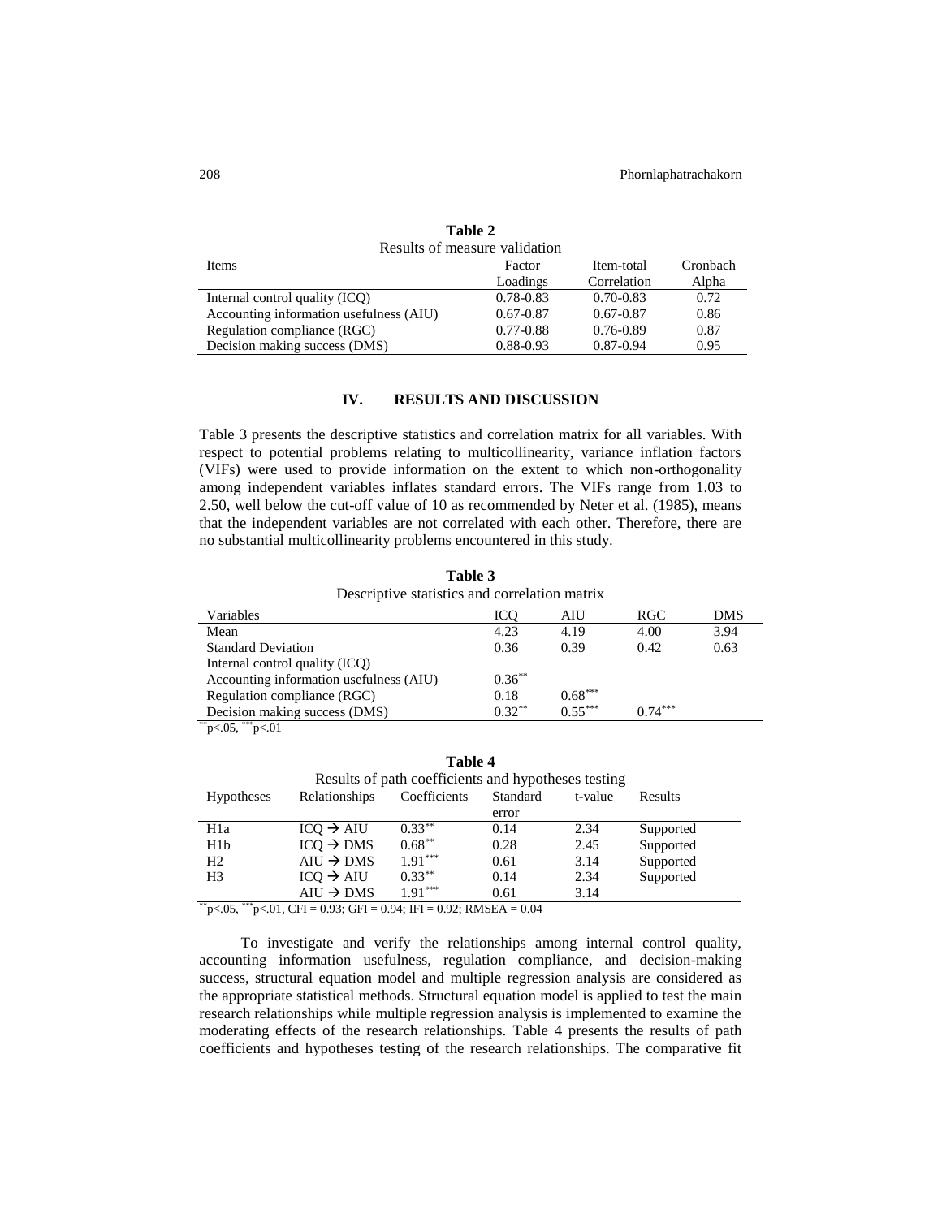**Table 2**

Results of measure validation

| Items | Factor Loadings | Item-total Correlation | Cronbach Alpha |
|---|---|---|---|
| Internal control quality (ICQ) | 0.78-0.83 | 0.70-0.83 | 0.72 |
| Accounting information usefulness (AIU) | 0.67-0.87 | 0.67-0.87 | 0.86 |
| Regulation compliance (RGC) | 0.77-0.88 | 0.76-0.89 | 0.87 |
| Decision making success (DMS) | 0.88-0.93 | 0.87-0.94 | 0.95 |

## IV. RESULTS AND DISCUSSION

Table 3 presents the descriptive statistics and correlation matrix for all variables. With respect to potential problems relating to multicollinearity, variance inflation factors (VIFs) were used to provide information on the extent to which non-orthogonality among independent variables inflates standard errors. The VIFs range from 1.03 to 2.50, well below the cut-off value of 10 as recommended by Neter et al. (1985), means that the independent variables are not correlated with each other. Therefore, there are no substantial multicollinearity problems encountered in this study.

**Table 3**

Descriptive statistics and correlation matrix

| Variables | ICQ | AIU | RGC | DMS |
|---|---|---|---|---|
| Mean | 4.23 | 4.19 | 4.00 | 3.94 |
| Standard Deviation | 0.36 | 0.39 | 0.42 | 0.63 |
| Internal control quality (ICQ) | | | | |
| Accounting information usefulness (AIU) | $0.36^{**}$ | | | |
| Regulation compliance (RGC) | 0.18 | $0.68^{***}$ | | |
| Decision making success (DMS) | $0.32^{**}$ | $0.55^{***}$ | $0.74^{***}$ | |

$^{**}p<.05$, $^{***}p<.01$

**Table 4**

Results of path coefficients and hypotheses testing

| Hypotheses | Relationships | Coefficients | Standard error | t-value | Results |
|---|---|---|---|---|---|
| H1a | ICQ → AIU | $0.33^{**}$ | 0.14 | 2.34 | Supported |
| H1b | ICQ → DMS | $0.68^{**}$ | 0.28 | 2.45 | Supported |
| H2 | AIU → DMS | $1.91^{***}$ | 0.61 | 3.14 | Supported |
| H3 | ICQ → AIU | $0.33^{**}$ | 0.14 | 2.34 | Supported |
| | AIU → DMS | $1.91^{***}$ | 0.61 | 3.14 | |

$^{**}p<.05$, $^{***}p<.01$, CFI = 0.93; GFI = 0.94; IFI = 0.92; RMSEA = 0.04

To investigate and verify the relationships among internal control quality, accounting information usefulness, regulation compliance, and decision-making success, structural equation model and multiple regression analysis are considered as the appropriate statistical methods. Structural equation model is applied to test the main research relationships while multiple regression analysis is implemented to examine the moderating effects of the research relationships. Table 4 presents the results of path coefficients and hypotheses testing of the research relationships. The comparative fit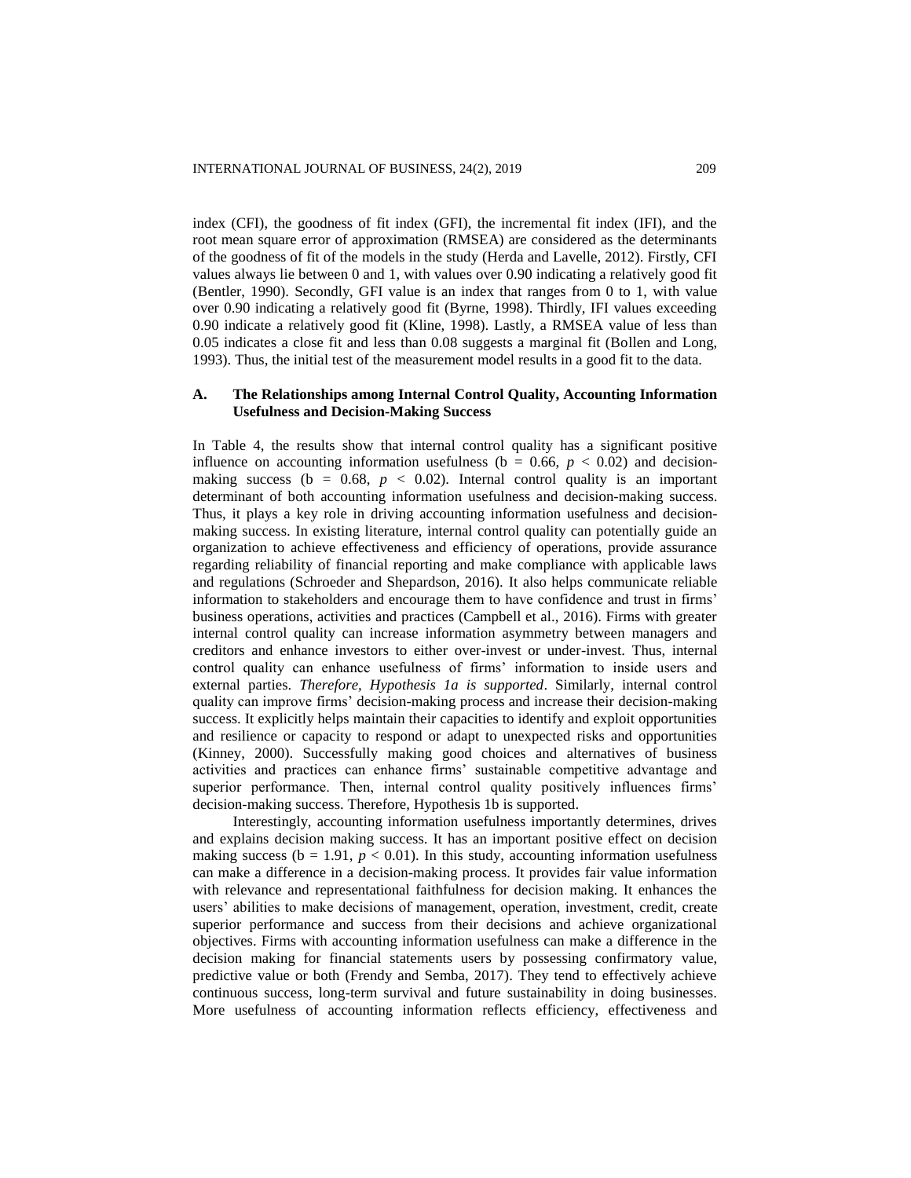index (CFI), the goodness of fit index (GFI), the incremental fit index (IFI), and the root mean square error of approximation (RMSEA) are considered as the determinants of the goodness of fit of the models in the study (Herda and Lavelle, 2012). Firstly, CFI values always lie between 0 and 1, with values over 0.90 indicating a relatively good fit (Bentler, 1990). Secondly, GFI value is an index that ranges from 0 to 1, with value over 0.90 indicating a relatively good fit (Byrne, 1998). Thirdly, IFI values exceeding 0.90 indicate a relatively good fit (Kline, 1998). Lastly, a RMSEA value of less than 0.05 indicates a close fit and less than 0.08 suggests a marginal fit (Bollen and Long, 1993). Thus, the initial test of the measurement model results in a good fit to the data.

### A. The Relationships among Internal Control Quality, Accounting Information Usefulness and Decision-Making Success

In Table 4, the results show that internal control quality has a significant positive influence on accounting information usefulness (b = 0.66, $p < 0.02$) and decision-making success (b = 0.68, $p < 0.02$). Internal control quality is an important determinant of both accounting information usefulness and decision-making success. Thus, it plays a key role in driving accounting information usefulness and decision-making success. In existing literature, internal control quality can potentially guide an organization to achieve effectiveness and efficiency of operations, provide assurance regarding reliability of financial reporting and make compliance with applicable laws and regulations (Schroeder and Shepardson, 2016). It also helps communicate reliable information to stakeholders and encourage them to have confidence and trust in firms' business operations, activities and practices (Campbell et al., 2016). Firms with greater internal control quality can increase information asymmetry between managers and creditors and enhance investors to either over-invest or under-invest. Thus, internal control quality can enhance usefulness of firms' information to inside users and external parties. *Therefore, Hypothesis 1a is supported*. Similarly, internal control quality can improve firms' decision-making process and increase their decision-making success. It explicitly helps maintain their capacities to identify and exploit opportunities and resilience or capacity to respond or adapt to unexpected risks and opportunities (Kinney, 2000). Successfully making good choices and alternatives of business activities and practices can enhance firms' sustainable competitive advantage and superior performance. Then, internal control quality positively influences firms' decision-making success. Therefore, Hypothesis 1b is supported.

Interestingly, accounting information usefulness importantly determines, drives and explains decision making success. It has an important positive effect on decision making success (b = 1.91, $p < 0.01$). In this study, accounting information usefulness can make a difference in a decision-making process. It provides fair value information with relevance and representational faithfulness for decision making. It enhances the users' abilities to make decisions of management, operation, investment, credit, create superior performance and success from their decisions and achieve organizational objectives. Firms with accounting information usefulness can make a difference in the decision making for financial statements users by possessing confirmatory value, predictive value or both (Frendy and Semba, 2017). They tend to effectively achieve continuous success, long-term survival and future sustainability in doing businesses. More usefulness of accounting information reflects efficiency, effectiveness and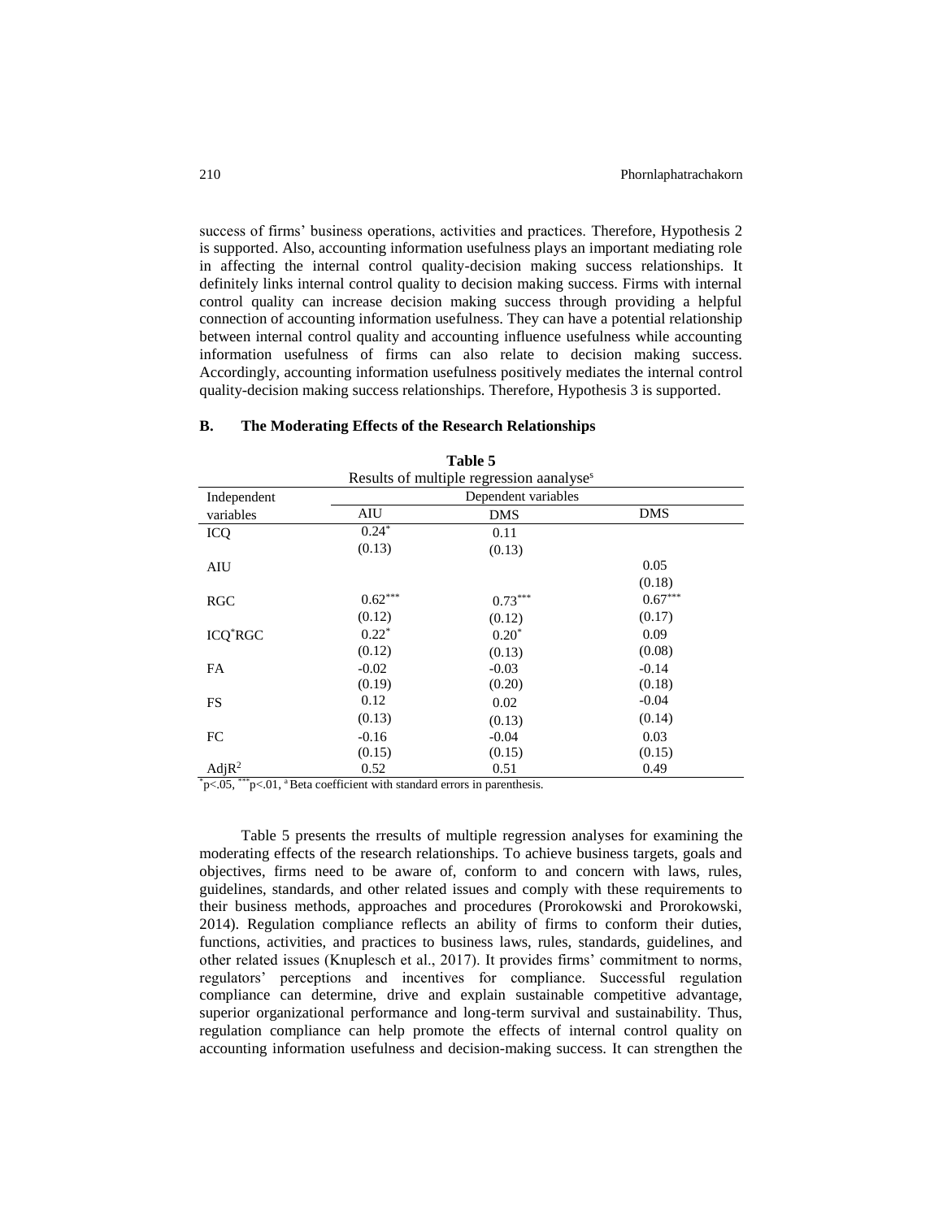success of firms' business operations, activities and practices. Therefore, Hypothesis 2 is supported. Also, accounting information usefulness plays an important mediating role in affecting the internal control quality-decision making success relationships. It definitely links internal control quality to decision making success. Firms with internal control quality can increase decision making success through providing a helpful connection of accounting information usefulness. They can have a potential relationship between internal control quality and accounting influence usefulness while accounting information usefulness of firms can also relate to decision making success. Accordingly, accounting information usefulness positively mediates the internal control quality-decision making success relationships. Therefore, Hypothesis 3 is supported.

### B. The Moderating Effects of the Research Relationships

**Table 5**

Results of multiple regression aanalyses[a]

| Independent variables | Dependent variables | | |
|---|---|---|---|
| | AIU | DMS | DMS |
| ICQ | 0.24* | 0.11 | |
| | (0.13) | (0.13) | |
| AIU | | | 0.05 |
| | | | (0.18) |
| RGC | 0.62*** | 0.73*** | 0.67*** |
| | (0.12) | (0.12) | (0.17) |
| ICQ*RGC | 0.22* | 0.20* | 0.09 |
| | (0.12) | (0.13) | (0.08) |
| FA | -0.02 | -0.03 | -0.14 |
| | (0.19) | (0.20) | (0.18) |
| FS | 0.12 | 0.02 | -0.04 |
| | (0.13) | (0.13) | (0.14) |
| FC | -0.16 | -0.04 | 0.03 |
| | (0.15) | (0.15) | (0.15) |
| $AdjR^2$ | 0.52 | 0.51 | 0.49 |

*p<.05, ***p<.01, [a] Beta coefficient with standard errors in parenthesis.

Table 5 presents the rresults of multiple regression analyses for examining the moderating effects of the research relationships. To achieve business targets, goals and objectives, firms need to be aware of, conform to and concern with laws, rules, guidelines, standards, and other related issues and comply with these requirements to their business methods, approaches and procedures (Prorokowski and Prorokowski, 2014). Regulation compliance reflects an ability of firms to conform their duties, functions, activities, and practices to business laws, rules, standards, guidelines, and other related issues (Knuplesch et al., 2017). It provides firms' commitment to norms, regulators' perceptions and incentives for compliance. Successful regulation compliance can determine, drive and explain sustainable competitive advantage, superior organizational performance and long-term survival and sustainability. Thus, regulation compliance can help promote the effects of internal control quality on accounting information usefulness and decision-making success. It can strengthen the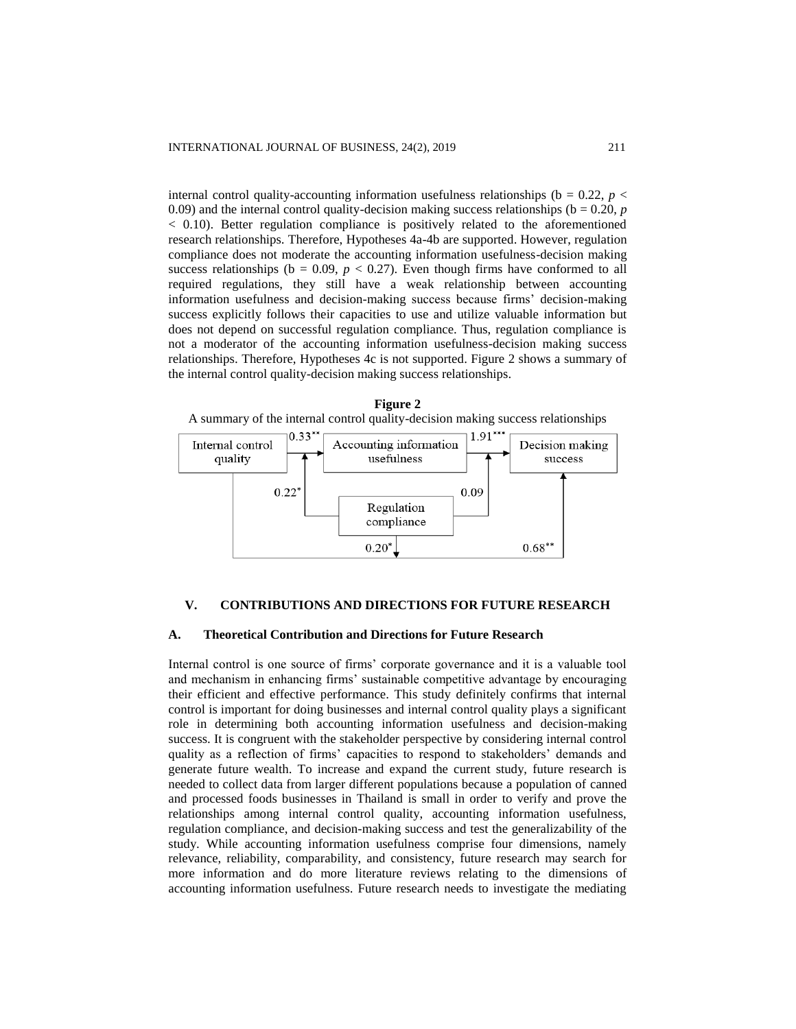internal control quality-accounting information usefulness relationships (b = 0.22, $p < 0.09$) and the internal control quality-decision making success relationships (b = 0.20, $p < 0.10$). Better regulation compliance is positively related to the aforementioned research relationships. Therefore, Hypotheses 4a-4b are supported. However, regulation compliance does not moderate the accounting information usefulness-decision making success relationships (b = 0.09, $p < 0.27$). Even though firms have conformed to all required regulations, they still have a weak relationship between accounting information usefulness and decision-making success because firms' decision-making success explicitly follows their capacities to use and utilize valuable information but does not depend on successful regulation compliance. Thus, regulation compliance is not a moderator of the accounting information usefulness-decision making success relationships. Therefore, Hypotheses 4c is not supported. Figure 2 shows a summary of the internal control quality-decision making success relationships.

**Figure 2**

A summary of the internal control quality-decision making success relationships

Internal control quality → ($0.33^{**}$) → Accounting information usefulness → ($1.91^{***}$) → Decision making success

Regulation compliance → ($0.22^{*}$) → Internal control quality–Accounting information usefulness path

Regulation compliance → ($0.09$) → Accounting information usefulness–Decision making success path

Regulation compliance → ($0.20^{*}$) → Internal control quality–Decision making success path

Internal control quality → ($0.68^{**}$) → Decision making success

## V. CONTRIBUTIONS AND DIRECTIONS FOR FUTURE RESEARCH

### A. Theoretical Contribution and Directions for Future Research

Internal control is one source of firms' corporate governance and it is a valuable tool and mechanism in enhancing firms' sustainable competitive advantage by encouraging their efficient and effective performance. This study definitely confirms that internal control is important for doing businesses and internal control quality plays a significant role in determining both accounting information usefulness and decision-making success. It is congruent with the stakeholder perspective by considering internal control quality as a reflection of firms' capacities to respond to stakeholders' demands and generate future wealth. To increase and expand the current study, future research is needed to collect data from larger different populations because a population of canned and processed foods businesses in Thailand is small in order to verify and prove the relationships among internal control quality, accounting information usefulness, regulation compliance, and decision-making success and test the generalizability of the study. While accounting information usefulness comprise four dimensions, namely relevance, reliability, comparability, and consistency, future research may search for more information and do more literature reviews relating to the dimensions of accounting information usefulness. Future research needs to investigate the mediating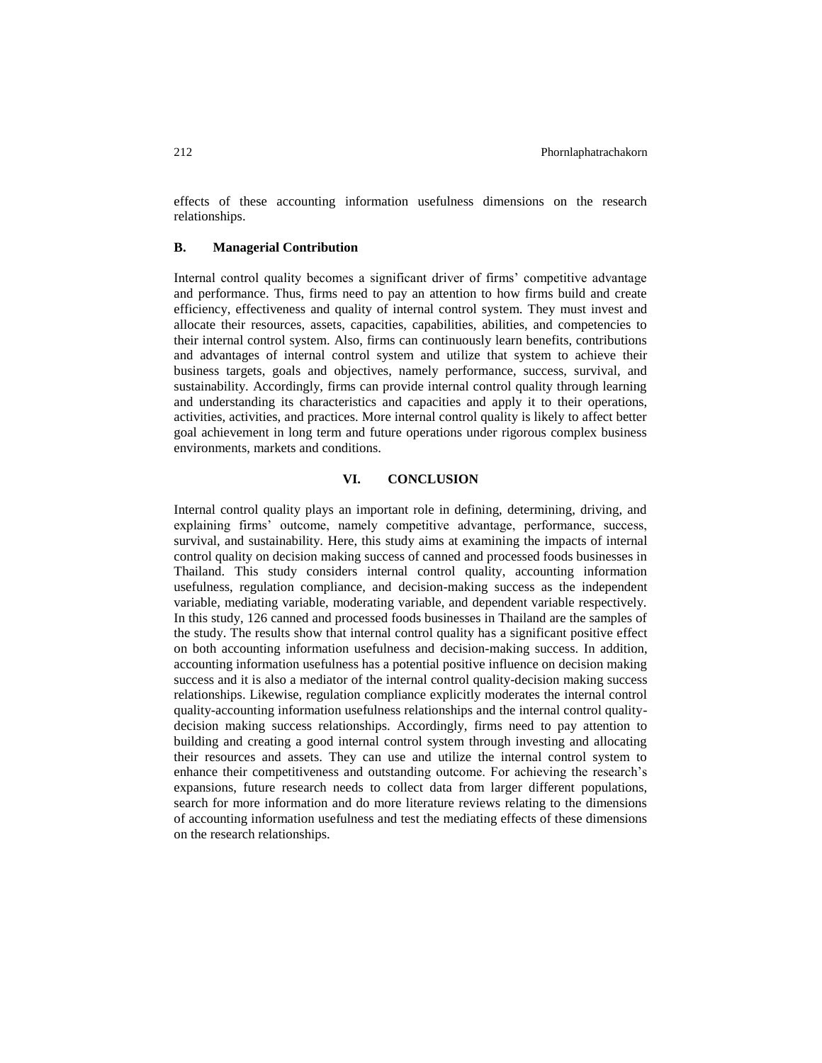effects of these accounting information usefulness dimensions on the research relationships.

### B. Managerial Contribution

Internal control quality becomes a significant driver of firms' competitive advantage and performance. Thus, firms need to pay an attention to how firms build and create efficiency, effectiveness and quality of internal control system. They must invest and allocate their resources, assets, capacities, capabilities, abilities, and competencies to their internal control system. Also, firms can continuously learn benefits, contributions and advantages of internal control system and utilize that system to achieve their business targets, goals and objectives, namely performance, success, survival, and sustainability. Accordingly, firms can provide internal control quality through learning and understanding its characteristics and capacities and apply it to their operations, activities, activities, and practices. More internal control quality is likely to affect better goal achievement in long term and future operations under rigorous complex business environments, markets and conditions.

## VI. CONCLUSION

Internal control quality plays an important role in defining, determining, driving, and explaining firms' outcome, namely competitive advantage, performance, success, survival, and sustainability. Here, this study aims at examining the impacts of internal control quality on decision making success of canned and processed foods businesses in Thailand. This study considers internal control quality, accounting information usefulness, regulation compliance, and decision-making success as the independent variable, mediating variable, moderating variable, and dependent variable respectively. In this study, 126 canned and processed foods businesses in Thailand are the samples of the study. The results show that internal control quality has a significant positive effect on both accounting information usefulness and decision-making success. In addition, accounting information usefulness has a potential positive influence on decision making success and it is also a mediator of the internal control quality-decision making success relationships. Likewise, regulation compliance explicitly moderates the internal control quality-accounting information usefulness relationships and the internal control quality-decision making success relationships. Accordingly, firms need to pay attention to building and creating a good internal control system through investing and allocating their resources and assets. They can use and utilize the internal control system to enhance their competitiveness and outstanding outcome. For achieving the research's expansions, future research needs to collect data from larger different populations, search for more information and do more literature reviews relating to the dimensions of accounting information usefulness and test the mediating effects of these dimensions on the research relationships.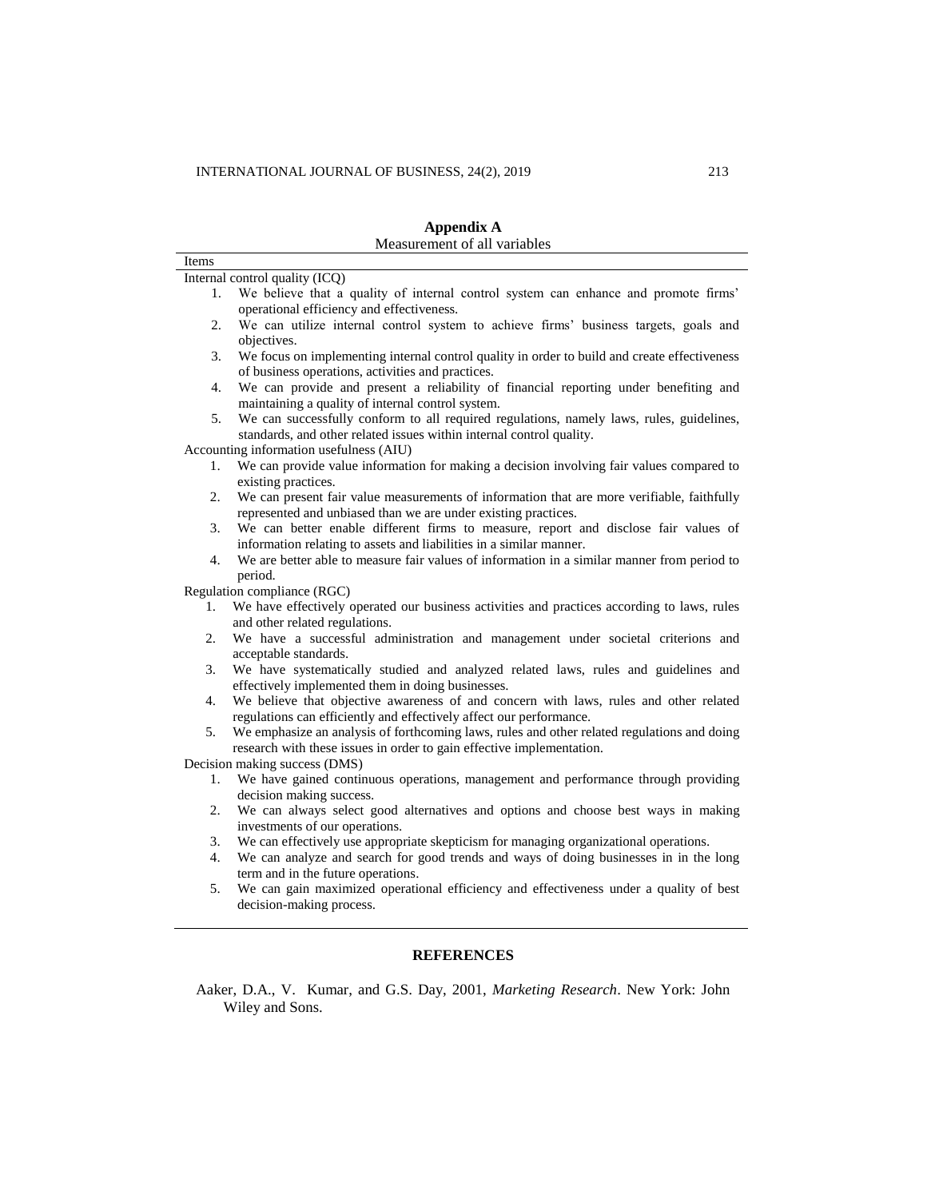## Appendix A

Measurement of all variables

Items

Internal control quality (ICQ)

1. We believe that a quality of internal control system can enhance and promote firms' operational efficiency and effectiveness.
2. We can utilize internal control system to achieve firms' business targets, goals and objectives.
3. We focus on implementing internal control quality in order to build and create effectiveness of business operations, activities and practices.
4. We can provide and present a reliability of financial reporting under benefiting and maintaining a quality of internal control system.
5. We can successfully conform to all required regulations, namely laws, rules, guidelines, standards, and other related issues within internal control quality.

Accounting information usefulness (AIU)

1. We can provide value information for making a decision involving fair values compared to existing practices.
2. We can present fair value measurements of information that are more verifiable, faithfully represented and unbiased than we are under existing practices.
3. We can better enable different firms to measure, report and disclose fair values of information relating to assets and liabilities in a similar manner.
4. We are better able to measure fair values of information in a similar manner from period to period.

Regulation compliance (RGC)

1. We have effectively operated our business activities and practices according to laws, rules and other related regulations.
2. We have a successful administration and management under societal criterions and acceptable standards.
3. We have systematically studied and analyzed related laws, rules and guidelines and effectively implemented them in doing businesses.
4. We believe that objective awareness of and concern with laws, rules and other related regulations can efficiently and effectively affect our performance.
5. We emphasize an analysis of forthcoming laws, rules and other related regulations and doing research with these issues in order to gain effective implementation.

Decision making success (DMS)

1. We have gained continuous operations, management and performance through providing decision making success.
2. We can always select good alternatives and options and choose best ways in making investments of our operations.
3. We can effectively use appropriate skepticism for managing organizational operations.
4. We can analyze and search for good trends and ways of doing businesses in in the long term and in the future operations.
5. We can gain maximized operational efficiency and effectiveness under a quality of best decision-making process.

## REFERENCES

Aaker, D.A., V. Kumar, and G.S. Day, 2001, *Marketing Research*. New York: John Wiley and Sons.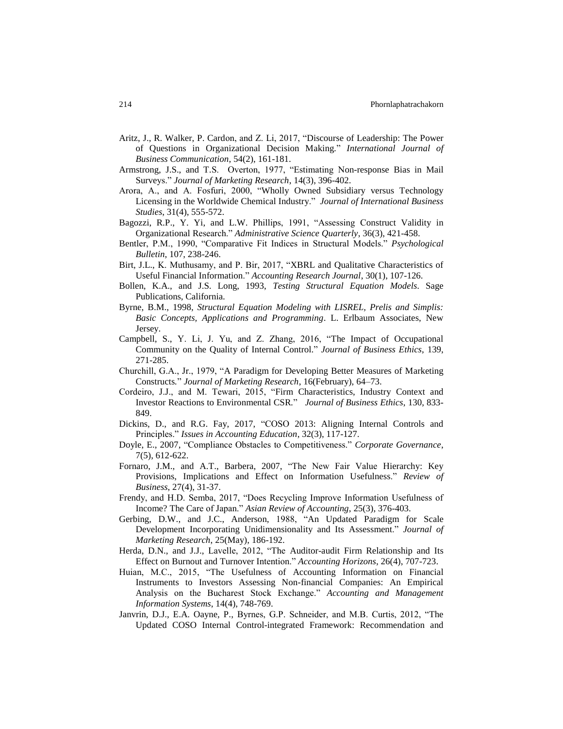Aritz, J., R. Walker, P. Cardon, and Z. Li, 2017, "Discourse of Leadership: The Power of Questions in Organizational Decision Making." *International Journal of Business Communication*, 54(2), 161-181.

Armstrong, J.S., and T.S. Overton, 1977, "Estimating Non-response Bias in Mail Surveys." *Journal of Marketing Research*, 14(3), 396-402.

Arora, A., and A. Fosfuri, 2000, "Wholly Owned Subsidiary versus Technology Licensing in the Worldwide Chemical Industry." *Journal of International Business Studies*, 31(4), 555-572.

Bagozzi, R.P., Y. Yi, and L.W. Phillips, 1991, "Assessing Construct Validity in Organizational Research." *Administrative Science Quarterly*, 36(3), 421-458.

Bentler, P.M., 1990, "Comparative Fit Indices in Structural Models." *Psychological Bulletin*, 107, 238-246.

Birt, J.L., K. Muthusamy, and P. Bir, 2017, "XBRL and Qualitative Characteristics of Useful Financial Information." *Accounting Research Journal*, 30(1), 107-126.

Bollen, K.A., and J.S. Long, 1993, *Testing Structural Equation Models*. Sage Publications, California.

Byrne, B.M., 1998, *Structural Equation Modeling with LISREL, Prelis and Simplis: Basic Concepts, Applications and Programming*. L. Erlbaum Associates, New Jersey.

Campbell, S., Y. Li, J. Yu, and Z. Zhang, 2016, "The Impact of Occupational Community on the Quality of Internal Control." *Journal of Business Ethics*, 139, 271-285.

Churchill, G.A., Jr., 1979, "A Paradigm for Developing Better Measures of Marketing Constructs." *Journal of Marketing Research*, 16(February), 64–73.

Cordeiro, J.J., and M. Tewari, 2015, "Firm Characteristics, Industry Context and Investor Reactions to Environmental CSR." *Journal of Business Ethics*, 130, 833-849.

Dickins, D., and R.G. Fay, 2017, "COSO 2013: Aligning Internal Controls and Principles." *Issues in Accounting Education*, 32(3), 117-127.

Doyle, E., 2007, "Compliance Obstacles to Competitiveness." *Corporate Governance*, 7(5), 612-622.

Fornaro, J.M., and A.T., Barbera, 2007, "The New Fair Value Hierarchy: Key Provisions, Implications and Effect on Information Usefulness." *Review of Business*, 27(4), 31-37.

Frendy, and H.D. Semba, 2017, "Does Recycling Improve Information Usefulness of Income? The Care of Japan." *Asian Review of Accounting*, 25(3), 376-403.

Gerbing, D.W., and J.C., Anderson, 1988, "An Updated Paradigm for Scale Development Incorporating Unidimensionality and Its Assessment." *Journal of Marketing Research*, 25(May), 186-192.

Herda, D.N., and J.J., Lavelle, 2012, "The Auditor-audit Firm Relationship and Its Effect on Burnout and Turnover Intention." *Accounting Horizons*, 26(4), 707-723.

Huian, M.C., 2015, "The Usefulness of Accounting Information on Financial Instruments to Investors Assessing Non-financial Companies: An Empirical Analysis on the Bucharest Stock Exchange." *Accounting and Management Information Systems*, 14(4), 748-769.

Janvrin, D.J., E.A. Oayne, P., Byrnes, G.P. Schneider, and M.B. Curtis, 2012, "The Updated COSO Internal Control-integrated Framework: Recommendation and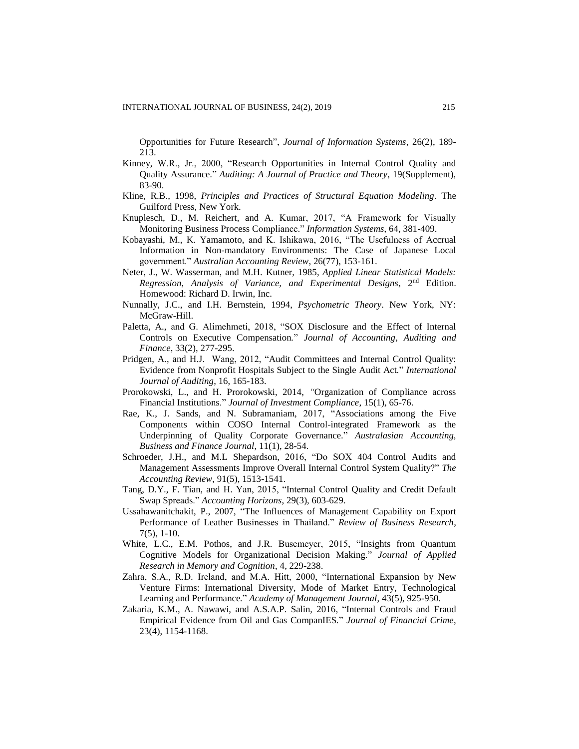Opportunities for Future Research", *Journal of Information Systems*, 26(2), 189-213.

Kinney, W.R., Jr., 2000, "Research Opportunities in Internal Control Quality and Quality Assurance." *Auditing: A Journal of Practice and Theory*, 19(Supplement), 83-90.

Kline, R.B., 1998, *Principles and Practices of Structural Equation Modeling*. The Guilford Press, New York.

Knuplesch, D., M. Reichert, and A. Kumar, 2017, "A Framework for Visually Monitoring Business Process Compliance." *Information Systems*, 64, 381-409.

Kobayashi, M., K. Yamamoto, and K. Ishikawa, 2016, "The Usefulness of Accrual Information in Non-mandatory Environments: The Case of Japanese Local government." *Australian Accounting Review*, 26(77), 153-161.

Neter, J., W. Wasserman, and M.H. Kutner, 1985, *Applied Linear Statistical Models: Regression, Analysis of Variance, and Experimental Designs*, 2nd Edition. Homewood: Richard D. Irwin, Inc.

Nunnally, J.C., and I.H. Bernstein, 1994, *Psychometric Theory*. New York, NY: McGraw-Hill.

Paletta, A., and G. Alimehmeti, 2018, "SOX Disclosure and the Effect of Internal Controls on Executive Compensation." *Journal of Accounting, Auditing and Finance*, 33(2), 277-295.

Pridgen, A., and H.J. Wang, 2012, "Audit Committees and Internal Control Quality: Evidence from Nonprofit Hospitals Subject to the Single Audit Act." *International Journal of Auditing*, 16, 165-183.

Prorokowski, L., and H. Prorokowski, 2014, "Organization of Compliance across Financial Institutions." *Journal of Investment Compliance*, 15(1), 65-76.

Rae, K., J. Sands, and N. Subramaniam, 2017, "Associations among the Five Components within COSO Internal Control-integrated Framework as the Underpinning of Quality Corporate Governance." *Australasian Accounting, Business and Finance Journal*, 11(1), 28-54.

Schroeder, J.H., and M.L Shepardson, 2016, "Do SOX 404 Control Audits and Management Assessments Improve Overall Internal Control System Quality?" *The Accounting Review*, 91(5), 1513-1541.

Tang, D.Y., F. Tian, and H. Yan, 2015, "Internal Control Quality and Credit Default Swap Spreads." *Accounting Horizons*, 29(3), 603-629.

Ussahawanitchakit, P., 2007, "The Influences of Management Capability on Export Performance of Leather Businesses in Thailand." *Review of Business Research*, 7(5), 1-10.

White, L.C., E.M. Pothos, and J.R. Busemeyer, 2015, "Insights from Quantum Cognitive Models for Organizational Decision Making." *Journal of Applied Research in Memory and Cognition*, 4, 229-238.

Zahra, S.A., R.D. Ireland, and M.A. Hitt, 2000, "International Expansion by New Venture Firms: International Diversity, Mode of Market Entry, Technological Learning and Performance." *Academy of Management Journal*, 43(5), 925-950.

Zakaria, K.M., A. Nawawi, and A.S.A.P. Salin, 2016, "Internal Controls and Fraud Empirical Evidence from Oil and Gas CompanIES." *Journal of Financial Crime*, 23(4), 1154-1168.